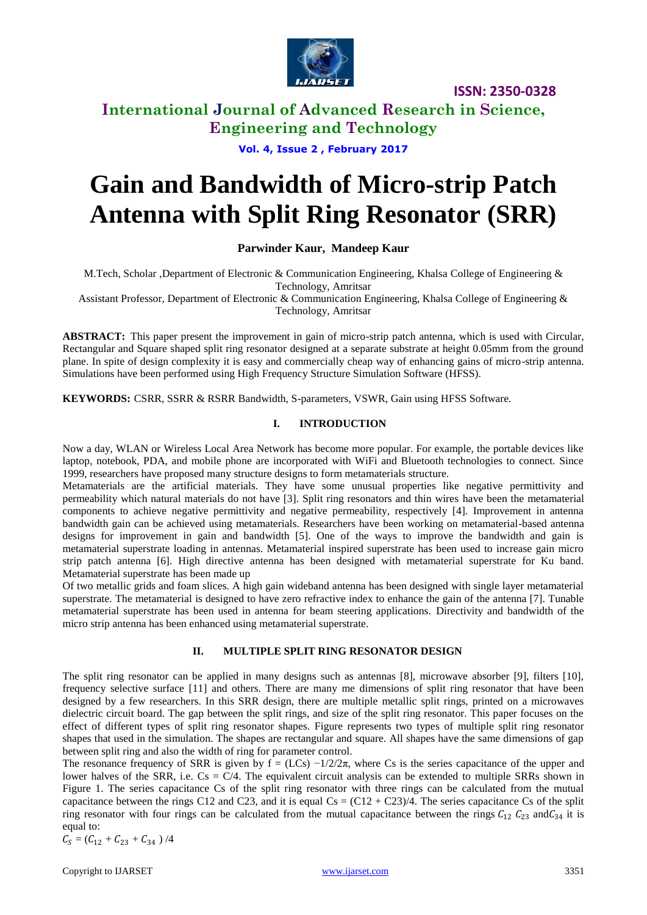# Gain and Bandwidth of Micro-strip Patch Antenna with Split Ring Resonator (SRR)

**Parwinder Kaur, Mandeep Kaur**

M.Tech, Scholar ,Department of Electronic & Communication Engineering, Khalsa College of Engineering & Technology, Amritsar

Assistant Professor, Department of Electronic & Communication Engineering, Khalsa College of Engineering & Technology, Amritsar

**ABSTRACT:** This paper present the improvement in gain of micro-strip patch antenna, which is used with Circular, Rectangular and Square shaped split ring resonator designed at a separate substrate at height 0.05mm from the ground plane. In spite of design complexity it is easy and commercially cheap way of enhancing gains of micro-strip antenna. Simulations have been performed using High Frequency Structure Simulation Software (HFSS).

**KEYWORDS:** CSRR, SSRR & RSRR Bandwidth, S-parameters, VSWR, Gain using HFSS Software.

## I. INTRODUCTION

Now a day, WLAN or Wireless Local Area Network has become more popular. For example, the portable devices like laptop, notebook, PDA, and mobile phone are incorporated with WiFi and Bluetooth technologies to connect. Since 1999, researchers have proposed many structure designs to form metamaterials structure.

Metamaterials are the artificial materials. They have some unusual properties like negative permittivity and permeability which natural materials do not have [3]. Split ring resonators and thin wires have been the metamaterial components to achieve negative permittivity and negative permeability, respectively [4]. Improvement in antenna bandwidth gain can be achieved using metamaterials. Researchers have been working on metamaterial-based antenna designs for improvement in gain and bandwidth [5]. One of the ways to improve the bandwidth and gain is metamaterial superstrate loading in antennas. Metamaterial inspired superstrate has been used to increase gain micro strip patch antenna [6]. High directive antenna has been designed with metamaterial superstrate for Ku band. Metamaterial superstrate has been made up

Of two metallic grids and foam slices. A high gain wideband antenna has been designed with single layer metamaterial superstrate. The metamaterial is designed to have zero refractive index to enhance the gain of the antenna [7]. Tunable metamaterial superstrate has been used in antenna for beam steering applications. Directivity and bandwidth of the micro strip antenna has been enhanced using metamaterial superstrate.

## II. MULTIPLE SPLIT RING RESONATOR DESIGN

The split ring resonator can be applied in many designs such as antennas [8], microwave absorber [9], filters [10], frequency selective surface [11] and others. There are many me dimensions of split ring resonator that have been designed by a few researchers. In this SRR design, there are multiple metallic split rings, printed on a microwaves dielectric circuit board. The gap between the split rings, and size of the split ring resonator. This paper focuses on the effect of different types of split ring resonator shapes. Figure represents two types of multiple split ring resonator shapes that used in the simulation. The shapes are rectangular and square. All shapes have the same dimensions of gap between split ring and also the width of ring for parameter control.

The resonance frequency of SRR is given by $f = (LCs)^{-1/2}/2\pi$, where Cs is the series capacitance of the upper and lower halves of the SRR, i.e. $Cs = C/4$. The equivalent circuit analysis can be extended to multiple SRRs shown in Figure 1. The series capacitance Cs of the split ring resonator with three rings can be calculated from the mutual capacitance between the rings C12 and C23, and it is equal $Cs = (C12 + C23)/4$. The series capacitance Cs of the split ring resonator with four rings can be calculated from the mutual capacitance between the rings $C_{12}$ $C_{23}$ and $C_{34}$ it is equal to:

$$C_S = (C_{12} + C_{23} + C_{34})/4$$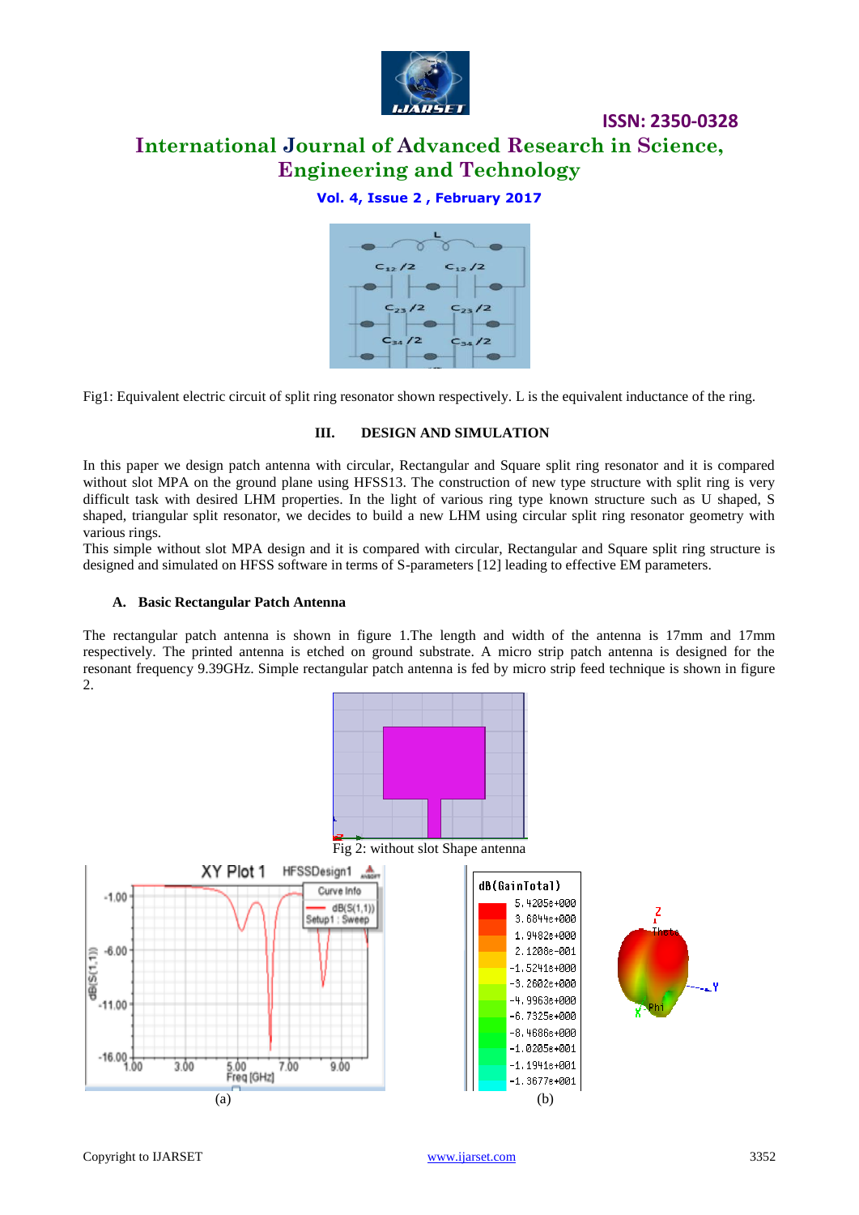Fig1: Equivalent electric circuit of split ring resonator shown respectively. L is the equivalent inductance of the ring.

## III. DESIGN AND SIMULATION

In this paper we design patch antenna with circular, Rectangular and Square split ring resonator and it is compared without slot MPA on the ground plane using HFSS13. The construction of new type structure with split ring is very difficult task with desired LHM properties. In the light of various ring type known structure such as U shaped, S shaped, triangular split resonator, we decides to build a new LHM using circular split ring resonator geometry with various rings.

This simple without slot MPA design and it is compared with circular, Rectangular and Square split ring structure is designed and simulated on HFSS software in terms of S-parameters [12] leading to effective EM parameters.

### A. Basic Rectangular Patch Antenna

The rectangular patch antenna is shown in figure 1.The length and width of the antenna is 17mm and 17mm respectively. The printed antenna is etched on ground substrate. A micro strip patch antenna is designed for the resonant frequency 9.39GHz. Simple rectangular patch antenna is fed by micro strip feed technique is shown in figure 2.

Fig 2: without slot Shape antenna

(a)

(b)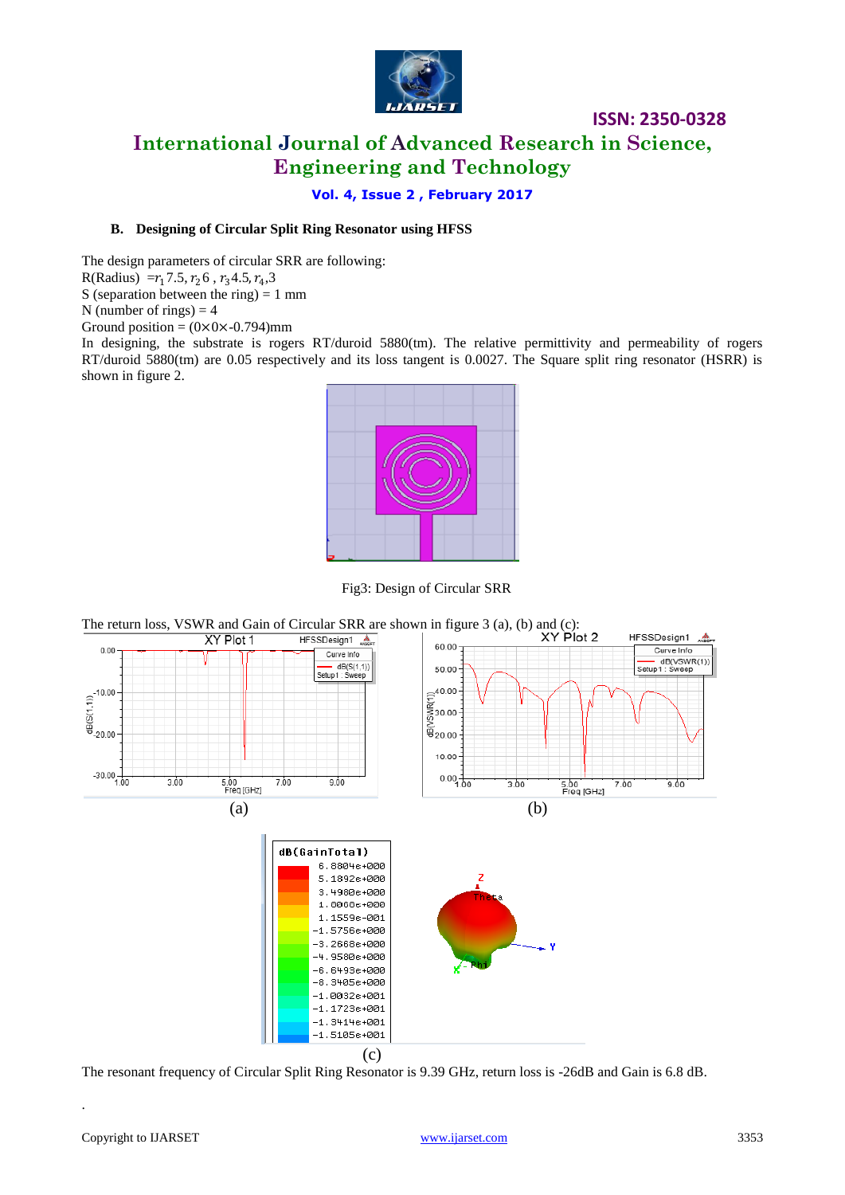### B. Designing of Circular Split Ring Resonator using HFSS

The design parameters of circular SRR are following:

R(Radius) $= r_1 7.5, r_2 6, r_3 4.5, r_4, 3$

S (separation between the ring) = 1 mm

N (number of rings) = 4

Ground position = (0×0×-0.794)mm

In designing, the substrate is rogers RT/duroid 5880(tm). The relative permittivity and permeability of rogers RT/duroid 5880(tm) are 0.05 respectively and its loss tangent is 0.0027. The Square split ring resonator (HSRR) is shown in figure 2.

Fig3: Design of Circular SRR

The return loss, VSWR and Gain of Circular SRR are shown in figure 3 (a), (b) and (c):

(a)

(b)

(c)

The resonant frequency of Circular Split Ring Resonator is 9.39 GHz, return loss is -26dB and Gain is 6.8 dB.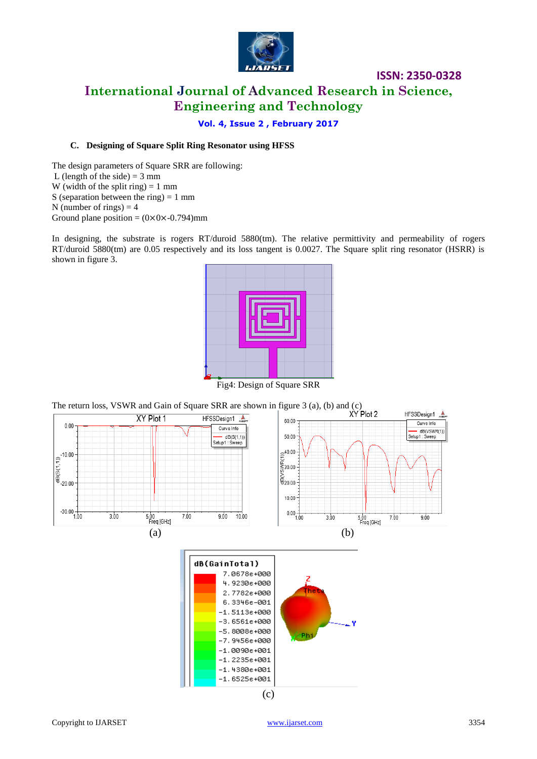### C. Designing of Square Split Ring Resonator using HFSS

The design parameters of Square SRR are following:
L (length of the side) = 3 mm
W (width of the split ring) = 1 mm
S (separation between the ring) = 1 mm
N (number of rings) = 4
Ground plane position = (0×0×-0.794)mm

In designing, the substrate is rogers RT/duroid 5880(tm). The relative permittivity and permeability of rogers RT/duroid 5880(tm) are 0.05 respectively and its loss tangent is 0.0027. The Square split ring resonator (HSRR) is shown in figure 3.

Fig4: Design of Square SRR

The return loss, VSWR and Gain of Square SRR are shown in figure 3 (a), (b) and (c)

(a)

(b)

(c)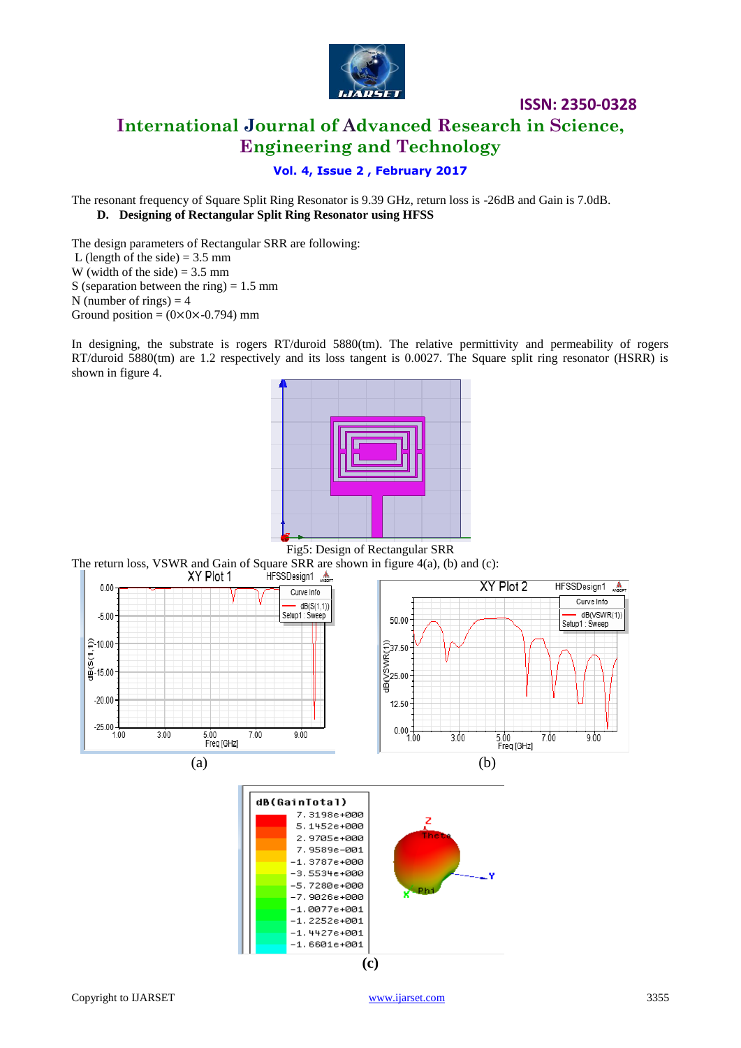The resonant frequency of Square Split Ring Resonator is 9.39 GHz, return loss is -26dB and Gain is 7.0dB.

### D. Designing of Rectangular Split Ring Resonator using HFSS

The design parameters of Rectangular SRR are following:
L (length of the side) = 3.5 mm
W (width of the side) = 3.5 mm
S (separation between the ring) = 1.5 mm
N (number of rings) = 4
Ground position = (0×0×-0.794) mm

In designing, the substrate is rogers RT/duroid 5880(tm). The relative permittivity and permeability of rogers RT/duroid 5880(tm) are 1.2 respectively and its loss tangent is 0.0027. The Square split ring resonator (HSRR) is shown in figure 4.

Fig5: Design of Rectangular SRR

The return loss, VSWR and Gain of Square SRR are shown in figure 4(a), (b) and (c):

(a) (b)

(c)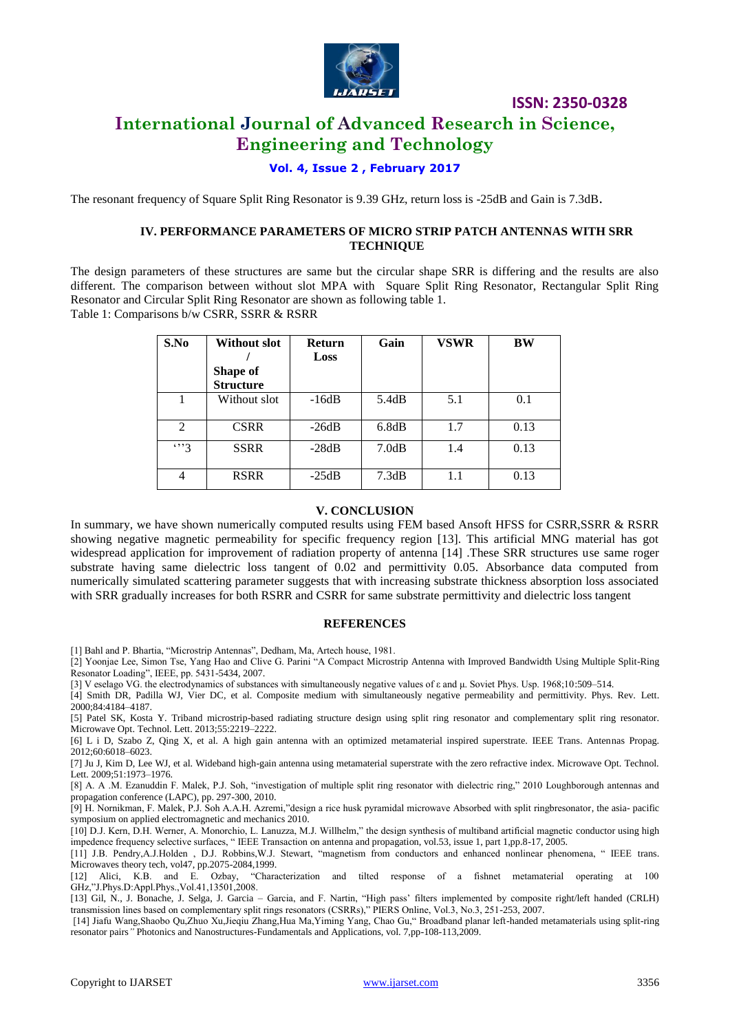The resonant frequency of Square Split Ring Resonator is 9.39 GHz, return loss is -25dB and Gain is 7.3dB.

## IV. PERFORMANCE PARAMETERS OF MICRO STRIP PATCH ANTENNAS WITH SRR TECHNIQUE

The design parameters of these structures are same but the circular shape SRR is differing and the results are also different. The comparison between without slot MPA with Square Split Ring Resonator, Rectangular Split Ring Resonator and Circular Split Ring Resonator are shown as following table 1.

Table 1: Comparisons b/w CSRR, SSRR & RSRR

| S.No | Without slot / Shape of Structure | Return Loss | Gain | VSWR | BW |
|---|---|---|---|---|---|
| 1 | Without slot | -16dB | 5.4dB | 5.1 | 0.1 |
| 2 | CSRR | -26dB | 6.8dB | 1.7 | 0.13 |
| ‘’’3 | SSRR | -28dB | 7.0dB | 1.4 | 0.13 |
| 4 | RSRR | -25dB | 7.3dB | 1.1 | 0.13 |

## V. CONCLUSION

In summary, we have shown numerically computed results using FEM based Ansoft HFSS for CSRR,SSRR & RSRR showing negative magnetic permeability for specific frequency region [13]. This artificial MNG material has got widespread application for improvement of radiation property of antenna [14] .These SRR structures use same roger substrate having same dielectric loss tangent of 0.02 and permittivity 0.05. Absorbance data computed from numerically simulated scattering parameter suggests that with increasing substrate thickness absorption loss associated with SRR gradually increases for both RSRR and CSRR for same substrate permittivity and dielectric loss tangent

## REFERENCES

[1] Bahl and P. Bhartia, “Microstrip Antennas”, Dedham, Ma, Artech house, 1981.

[2] Yoonjae Lee, Simon Tse, Yang Hao and Clive G. Parini “A Compact Microstrip Antenna with Improved Bandwidth Using Multiple Split-Ring Resonator Loading”, IEEE, pp. 5431-5434, 2007.

[3] V eselago VG. the electrodynamics of substances with simultaneously negative values of ε and μ. Soviet Phys. Usp. 1968;10:509–514.

[4] Smith DR, Padilla WJ, Vier DC, et al. Composite medium with simultaneously negative permeability and permittivity. Phys. Rev. Lett. 2000;84:4184–4187.

[5] Patel SK, Kosta Y. Triband microstrip-based radiating structure design using split ring resonator and complementary split ring resonator. Microwave Opt. Technol. Lett. 2013;55:2219–2222.

[6] L i D, Szabo Z, Qing X, et al. A high gain antenna with an optimized metamaterial inspired superstrate. IEEE Trans. Antennas Propag. 2012;60:6018–6023.

[7] Ju J, Kim D, Lee WJ, et al. Wideband high-gain antenna using metamaterial superstrate with the zero refractive index. Microwave Opt. Technol. Lett. 2009;51:1973–1976.

[8] A. A .M. Ezanuddin F. Malek, P.J. Soh, “investigation of multiple split ring resonator with dielectric ring,” 2010 Loughborough antennas and propagation conference (LAPC), pp. 297-300, 2010.

[9] H. Nornikman, F. Malek, P.J. Soh A.A.H. Azremi,”design a rice husk pyramidal microwave Absorbed with split ringbresonator, the asia- pacific symposium on applied electromagnetic and mechanics 2010.

[10] D.J. Kern, D.H. Werner, A. Monorchio, L. Lanuzza, M.J. Willhelm,” the design synthesis of multiband artificial magnetic conductor using high impedence frequency selective surfaces, “ IEEE Transaction on antenna and propagation, vol.53, issue 1, part 1,pp.8-17, 2005.

[11] J.B. Pendry,A.J.Holden , D.J. Robbins,W.J. Stewart, “magnetism from conductors and enhanced nonlinear phenomena, “ IEEE trans. Microwaves theory tech, vol47, pp.2075-2084,1999.

[12] Alici, K.B. and E. Ozbay, “Characterization and tilted response of a fishnet metamaterial operating at 100 GHz,”J.Phys.D:Appl.Phys.,Vol.41,13501,2008.

[13] Gil, N., J. Bonache, J. Selga, J. Garcia – Garcia, and F. Nartin, “High pass’ filters implemented by composite right/left handed (CRLH) transmission lines based on complementary split rings resonators (CSRRs),” PIERS Online, Vol.3, No.3, 251-253, 2007.

[14] Jiafu Wang,Shaobo Qu,Zhuo Xu,Jieqiu Zhang,Hua Ma,Yiming Yang, Chao Gu,“ Broadband planar left-handed metamaterials using split-ring resonator pairs” Photonics and Nanostructures-Fundamentals and Applications, vol. 7,pp-108-113,2009.